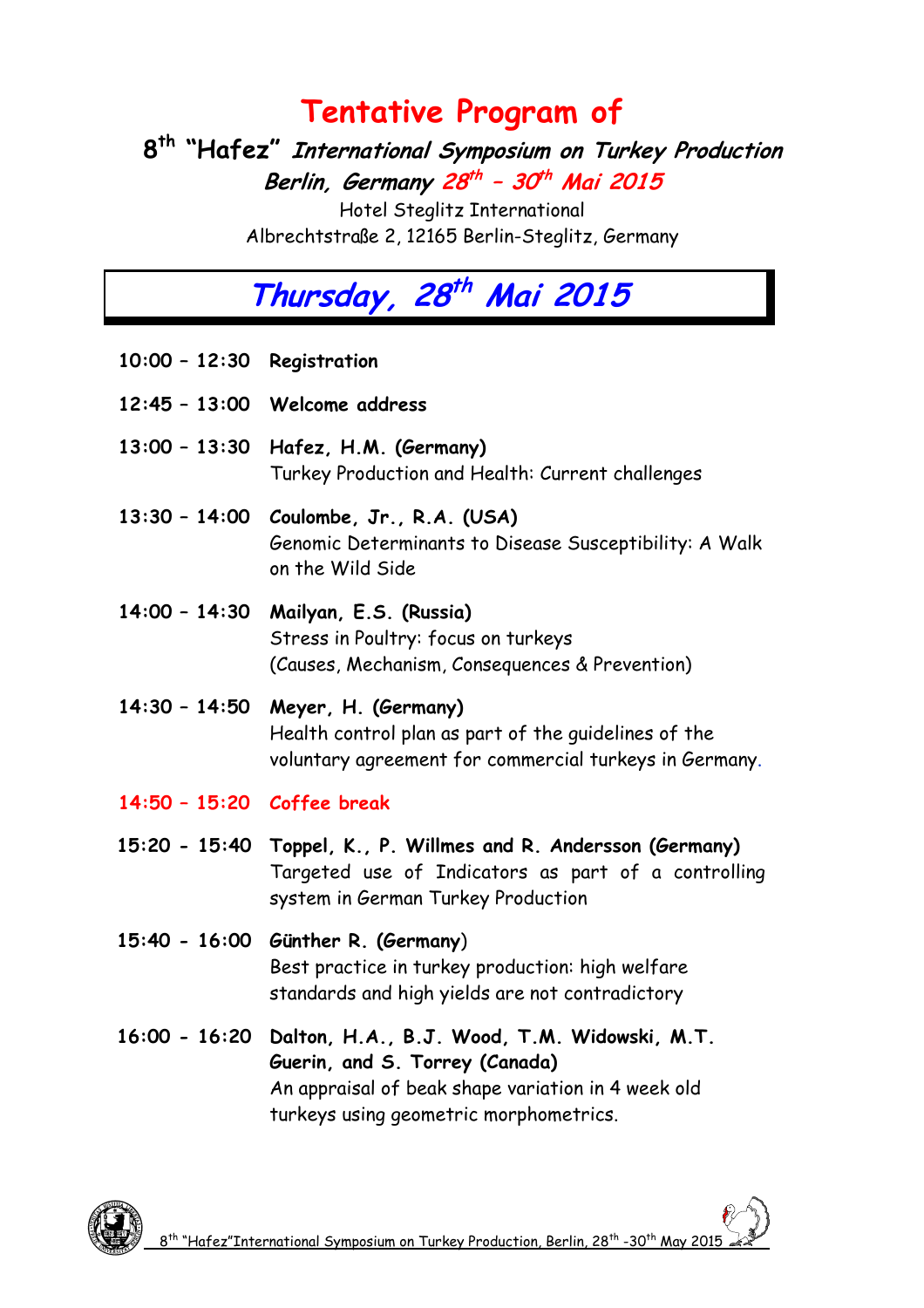# Tentative Program of

## 8th "Hafez" *International Symposium on Turkey Production*

### *Berlin, Germany 28th – 30th Mai 2015*

Hotel Steglitz International
Albrechtstraße 2, 12165 Berlin-Steglitz, Germany

## *Thursday, 28th Mai 2015*

**10:00 – 12:30 Registration**

**12:45 – 13:00 Welcome address**

**13:00 – 13:30 Hafez, H.M. (Germany)**
Turkey Production and Health: Current challenges

**13:30 – 14:00 Coulombe, Jr., R.A. (USA)**
Genomic Determinants to Disease Susceptibility: A Walk on the Wild Side

**14:00 – 14:30 Mailyan, E.S. (Russia)**
Stress in Poultry: focus on turkeys
(Causes, Mechanism, Consequences & Prevention)

**14:30 – 14:50 Meyer, H. (Germany)**
Health control plan as part of the guidelines of the voluntary agreement for commercial turkeys in Germany.

**14:50 – 15:20 Coffee break**

**15:20 - 15:40 Toppel, K., P. Willmes and R. Andersson (Germany)**
Targeted use of Indicators as part of a controlling system in German Turkey Production

**15:40 - 16:00 Günther R. (Germany)**
Best practice in turkey production: high welfare standards and high yields are not contradictory

**16:00 - 16:20 Dalton, H.A., B.J. Wood, T.M. Widowski, M.T. Guerin, and S. Torrey (Canada)**
An appraisal of beak shape variation in 4 week old turkeys using geometric morphometrics.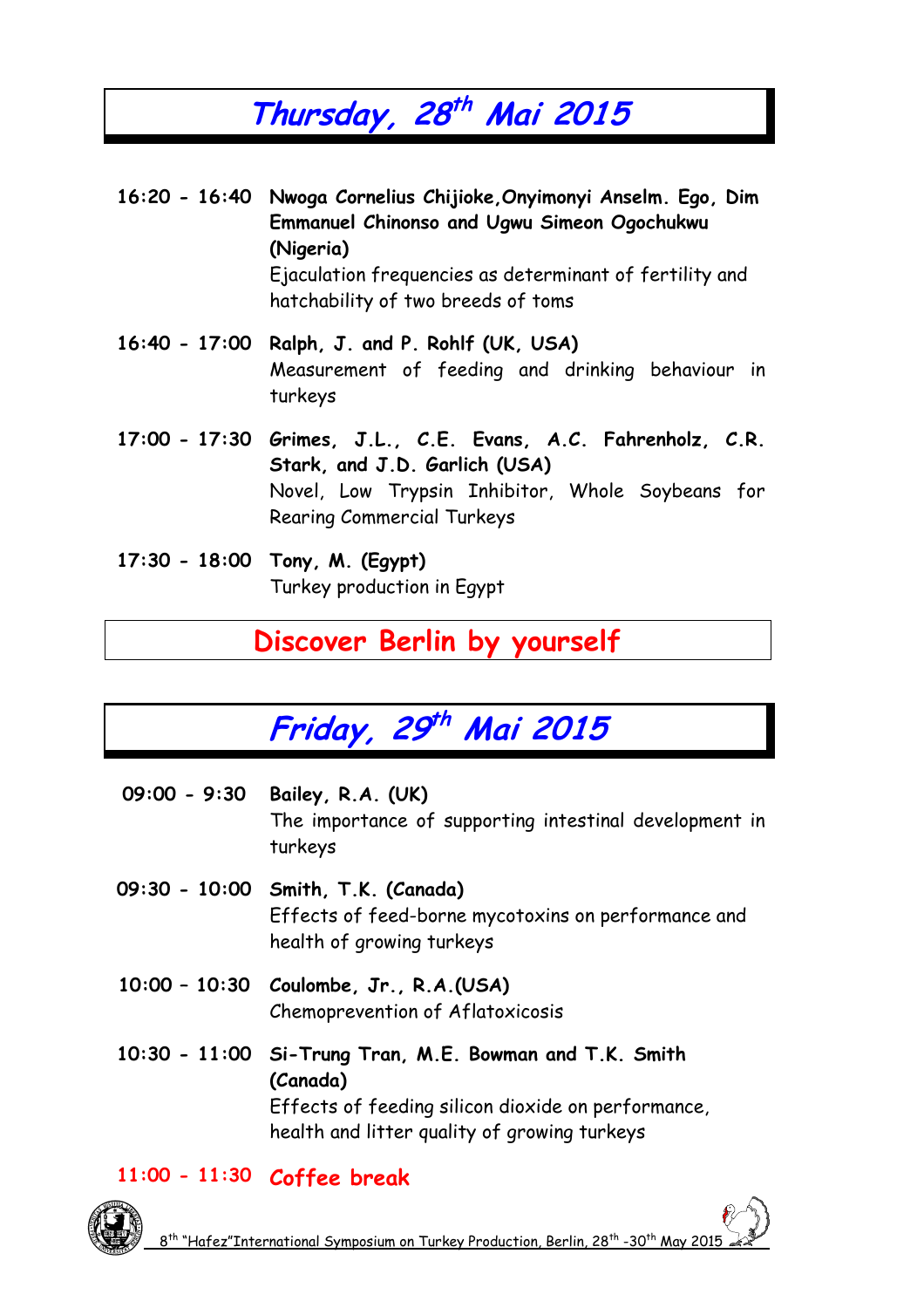# *Thursday, 28th Mai 2015*

**16:20 - 16:40** **Nwoga Cornelius Chijioke, Onyimonyi Anselm. Ego, Dim Emmanuel Chinonso and Ugwu Simeon Ogochukwu (Nigeria)**
Ejaculation frequencies as determinant of fertility and hatchability of two breeds of toms

**16:40 - 17:00** **Ralph, J. and P. Rohlf (UK, USA)**
Measurement of feeding and drinking behaviour in turkeys

**17:00 - 17:30** **Grimes, J.L., C.E. Evans, A.C. Fahrenholz, C.R. Stark, and J.D. Garlich (USA)**
Novel, Low Trypsin Inhibitor, Whole Soybeans for Rearing Commercial Turkeys

**17:30 - 18:00** **Tony, M. (Egypt)**
Turkey production in Egypt

## Discover Berlin by yourself

# *Friday, 29th Mai 2015*

**09:00 - 9:30** **Bailey, R.A. (UK)**
The importance of supporting intestinal development in turkeys

**09:30 - 10:00** **Smith, T.K. (Canada)**
Effects of feed-borne mycotoxins on performance and health of growing turkeys

**10:00 – 10:30** **Coulombe, Jr., R.A.(USA)**
Chemoprevention of Aflatoxicosis

**10:30 - 11:00** **Si-Trung Tran, M.E. Bowman and T.K. Smith (Canada)**
Effects of feeding silicon dioxide on performance, health and litter quality of growing turkeys

**11:00 - 11:30** **Coffee break**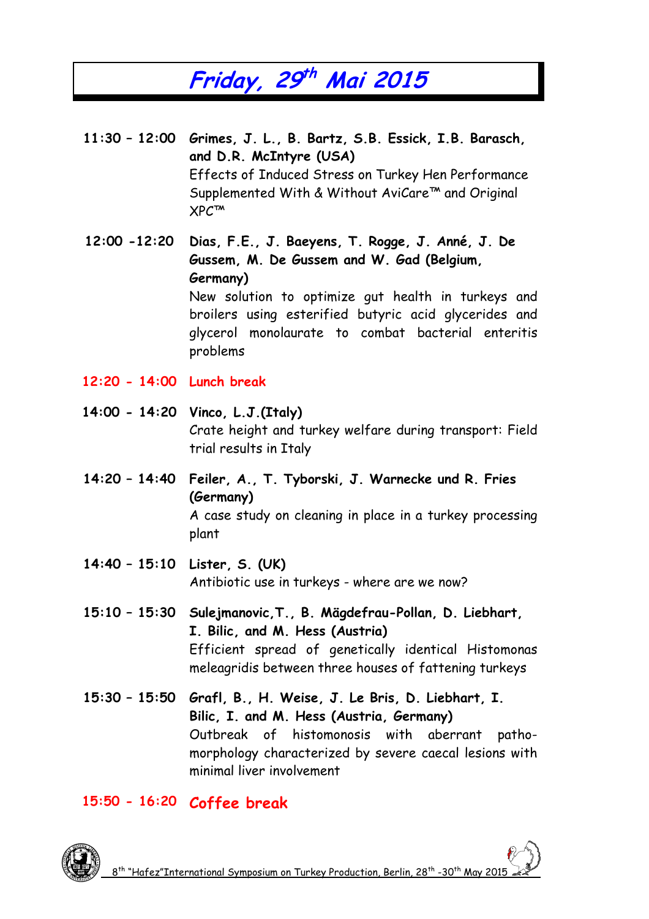# Friday, 29th Mai 2015

**11:30 – 12:00** **Grimes, J. L., B. Bartz, S.B. Essick, I.B. Barasch, and D.R. McIntyre (USA)**
Effects of Induced Stress on Turkey Hen Performance Supplemented With & Without AviCare™ and Original XPC™

**12:00 -12:20** **Dias, F.E., J. Baeyens, T. Rogge, J. Anné, J. De Gussem, M. De Gussem and W. Gad (Belgium, Germany)**
New solution to optimize gut health in turkeys and broilers using esterified butyric acid glycerides and glycerol monolaurate to combat bacterial enteritis problems

**12:20 - 14:00** **Lunch break**

**14:00 - 14:20** **Vinco, L.J.(Italy)**
Crate height and turkey welfare during transport: Field trial results in Italy

**14:20 – 14:40** **Feiler, A., T. Tyborski, J. Warnecke und R. Fries (Germany)**
A case study on cleaning in place in a turkey processing plant

**14:40 – 15:10** **Lister, S. (UK)**
Antibiotic use in turkeys - where are we now?

**15:10 – 15:30** **Sulejmanovic,T., B. Mägdefrau-Pollan, D. Liebhart, I. Bilic, and M. Hess (Austria)**
Efficient spread of genetically identical Histomonas meleagridis between three houses of fattening turkeys

**15:30 – 15:50** **Grafl, B., H. Weise, J. Le Bris, D. Liebhart, I. Bilic, I. and M. Hess (Austria, Germany)**
Outbreak of histomonosis with aberrant patho-morphology characterized by severe caecal lesions with minimal liver involvement

**15:50 - 16:20** **Coffee break**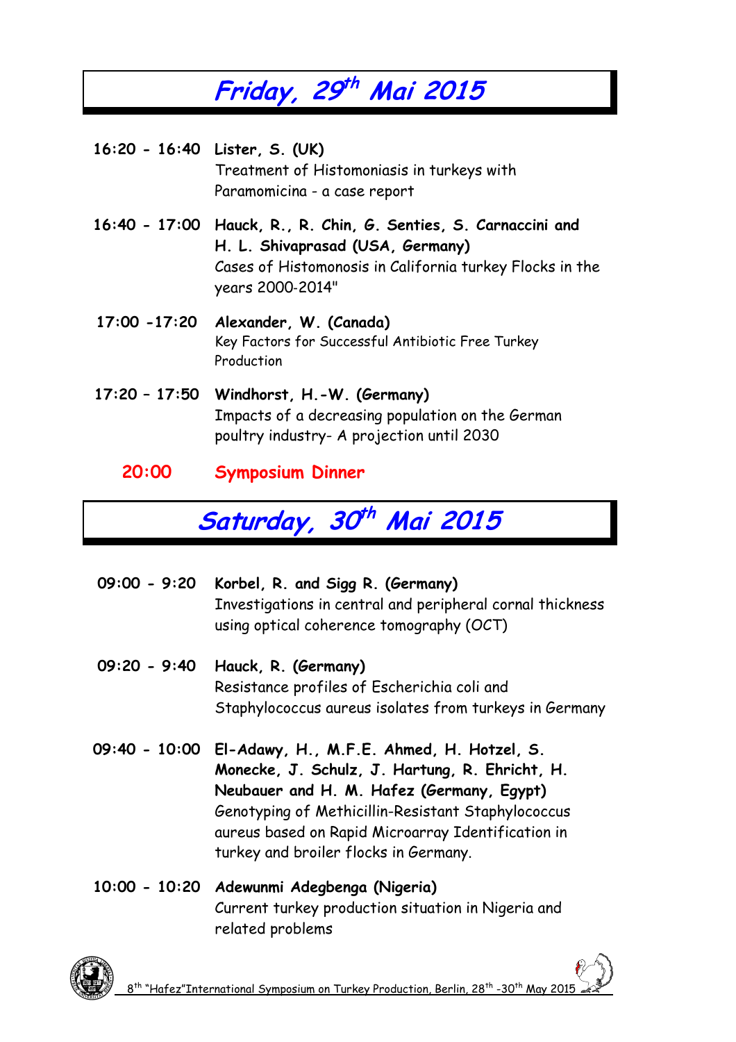# Friday, 29th Mai 2015

**16:20 - 16:40** **Lister, S. (UK)**
Treatment of Histomoniasis in turkeys with Paramomicina - a case report

**16:40 - 17:00** **Hauck, R., R. Chin, G. Senties, S. Carnaccini and H. L. Shivaprasad (USA, Germany)**
Cases of Histomonosis in California turkey Flocks in the years 2000-2014"

**17:00 -17:20** **Alexander, W. (Canada)**
Key Factors for Successful Antibiotic Free Turkey Production

**17:20 – 17:50** **Windhorst, H.-W. (Germany)**
Impacts of a decreasing population on the German poultry industry- A projection until 2030

**20:00** **Symposium Dinner**

# Saturday, 30th Mai 2015

**09:00 - 9:20** **Korbel, R. and Sigg R. (Germany)**
Investigations in central and peripheral cornal thickness using optical coherence tomography (OCT)

**09:20 - 9:40** **Hauck, R. (Germany)**
Resistance profiles of Escherichia coli and Staphylococcus aureus isolates from turkeys in Germany

**09:40 - 10:00** **El-Adawy, H., M.F.E. Ahmed, H. Hotzel, S. Monecke, J. Schulz, J. Hartung, R. Ehricht, H. Neubauer and H. M. Hafez (Germany, Egypt)**
Genotyping of Methicillin-Resistant Staphylococcus aureus based on Rapid Microarray Identification in turkey and broiler flocks in Germany.

**10:00 - 10:20** **Adewunmi Adegbenga (Nigeria)**
Current turkey production situation in Nigeria and related problems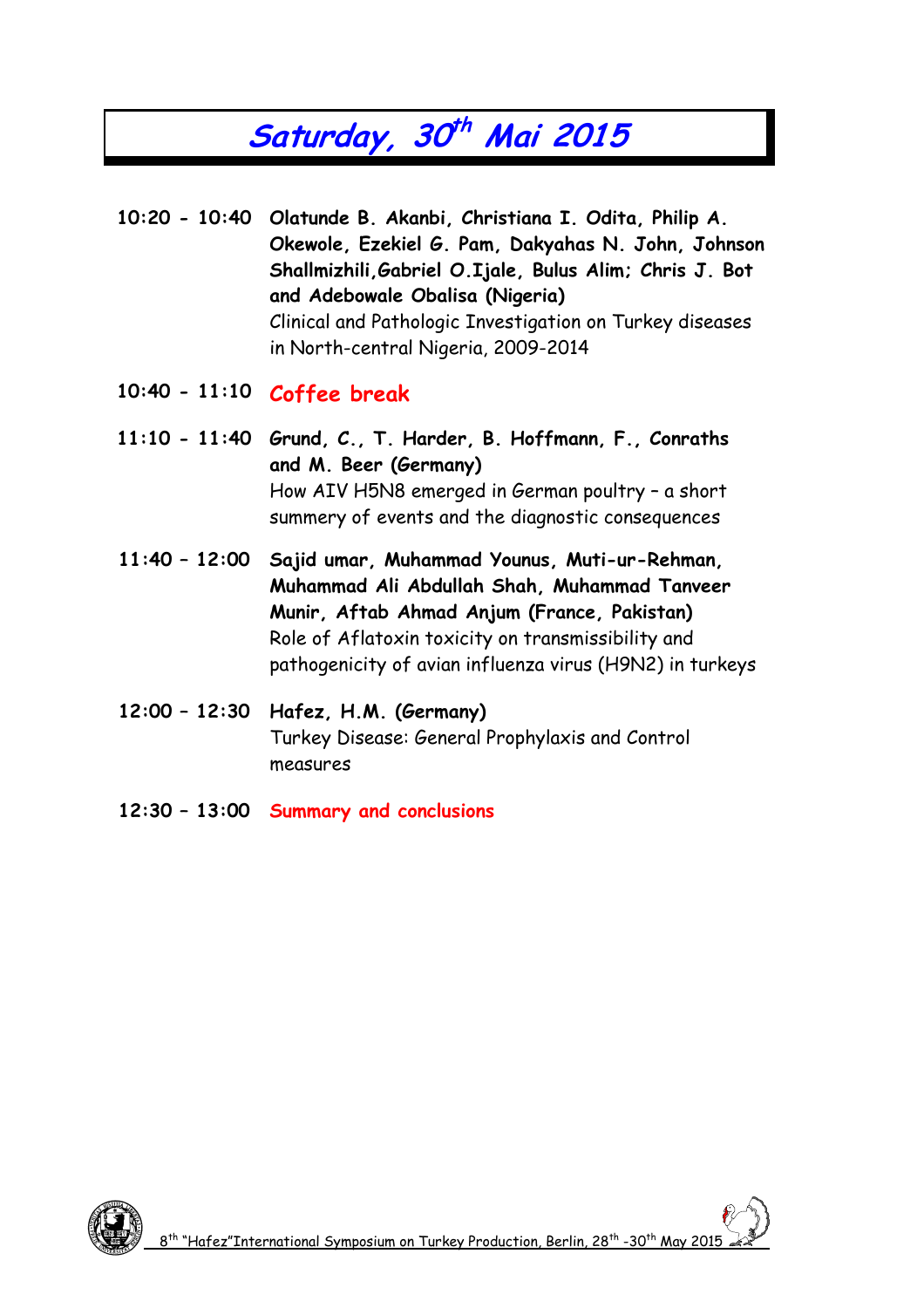# Saturday, 30th Mai 2015

**10:20 - 10:40** **Olatunde B. Akanbi, Christiana I. Odita, Philip A. Okewole, Ezekiel G. Pam, Dakyahas N. John, Johnson Shallmizhili,Gabriel O.Ijale, Bulus Alim; Chris J. Bot and Adebowale Obalisa (Nigeria)**
Clinical and Pathologic Investigation on Turkey diseases in North-central Nigeria, 2009-2014

**10:40 - 11:10** **Coffee break**

**11:10 - 11:40** **Grund, C., T. Harder, B. Hoffmann, F., Conraths and M. Beer (Germany)**
How AIV H5N8 emerged in German poultry – a short summery of events and the diagnostic consequences

**11:40 – 12:00** **Sajid umar, Muhammad Younus, Muti-ur-Rehman, Muhammad Ali Abdullah Shah, Muhammad Tanveer Munir, Aftab Ahmad Anjum (France, Pakistan)**
Role of Aflatoxin toxicity on transmissibility and pathogenicity of avian influenza virus (H9N2) in turkeys

**12:00 – 12:30** **Hafez, H.M. (Germany)**
Turkey Disease: General Prophylaxis and Control measures

**12:30 – 13:00** **Summary and conclusions**